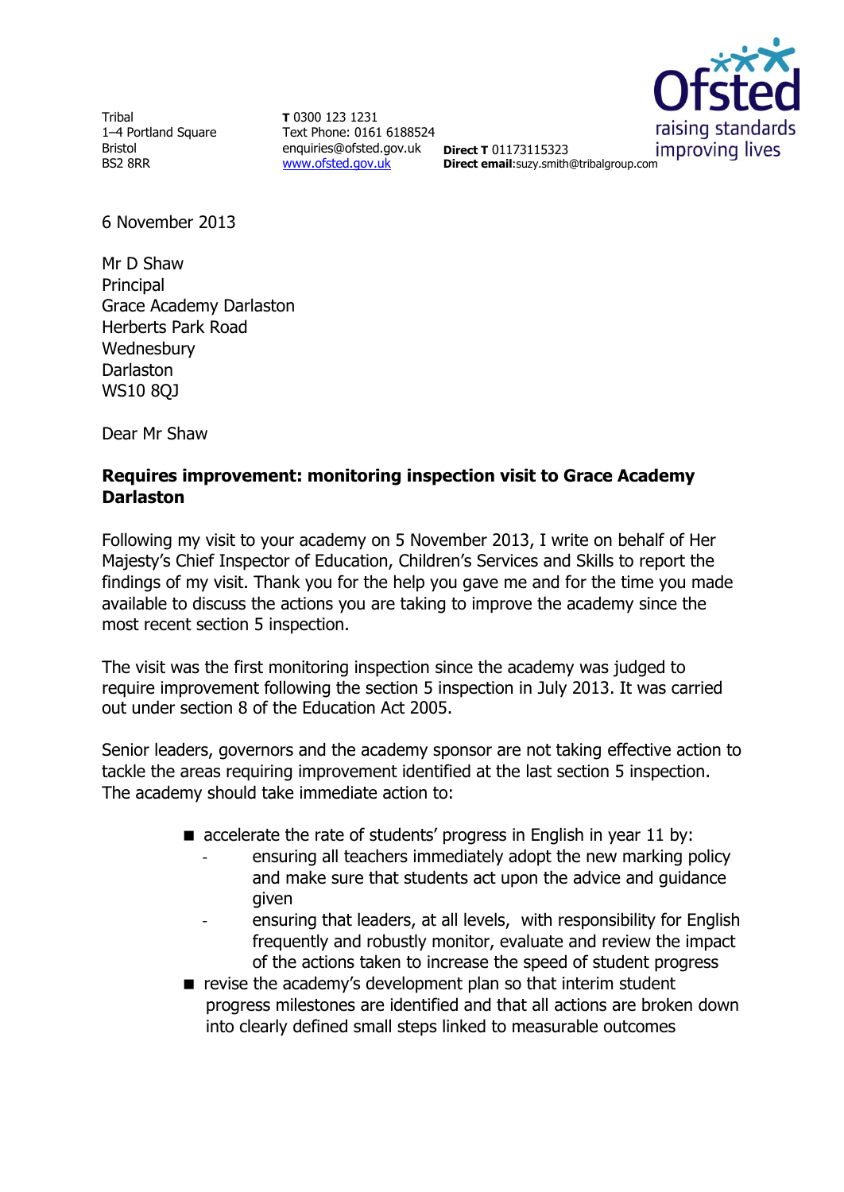Tribal
1–4 Portland Square
Bristol
BS2 8RR

**T** 0300 123 1231
Text Phone: 0161 6188524
enquiries@ofsted.gov.uk
www.ofsted.gov.uk

**Direct T** 01173115323
**Direct email**:suzy.smith@tribalgroup.com

6 November 2013

Mr D Shaw
Principal
Grace Academy Darlaston
Herberts Park Road
Wednesbury
Darlaston
WS10 8QJ

Dear Mr Shaw

**Requires improvement: monitoring inspection visit to Grace Academy Darlaston**

Following my visit to your academy on 5 November 2013, I write on behalf of Her Majesty's Chief Inspector of Education, Children's Services and Skills to report the findings of my visit. Thank you for the help you gave me and for the time you made available to discuss the actions you are taking to improve the academy since the most recent section 5 inspection.

The visit was the first monitoring inspection since the academy was judged to require improvement following the section 5 inspection in July 2013. It was carried out under section 8 of the Education Act 2005.

Senior leaders, governors and the academy sponsor are not taking effective action to tackle the areas requiring improvement identified at the last section 5 inspection. The academy should take immediate action to:

- accelerate the rate of students' progress in English in year 11 by:
  - ensuring all teachers immediately adopt the new marking policy and make sure that students act upon the advice and guidance given
  - ensuring that leaders, at all levels, with responsibility for English frequently and robustly monitor, evaluate and review the impact of the actions taken to increase the speed of student progress
- revise the academy's development plan so that interim student progress milestones are identified and that all actions are broken down into clearly defined small steps linked to measurable outcomes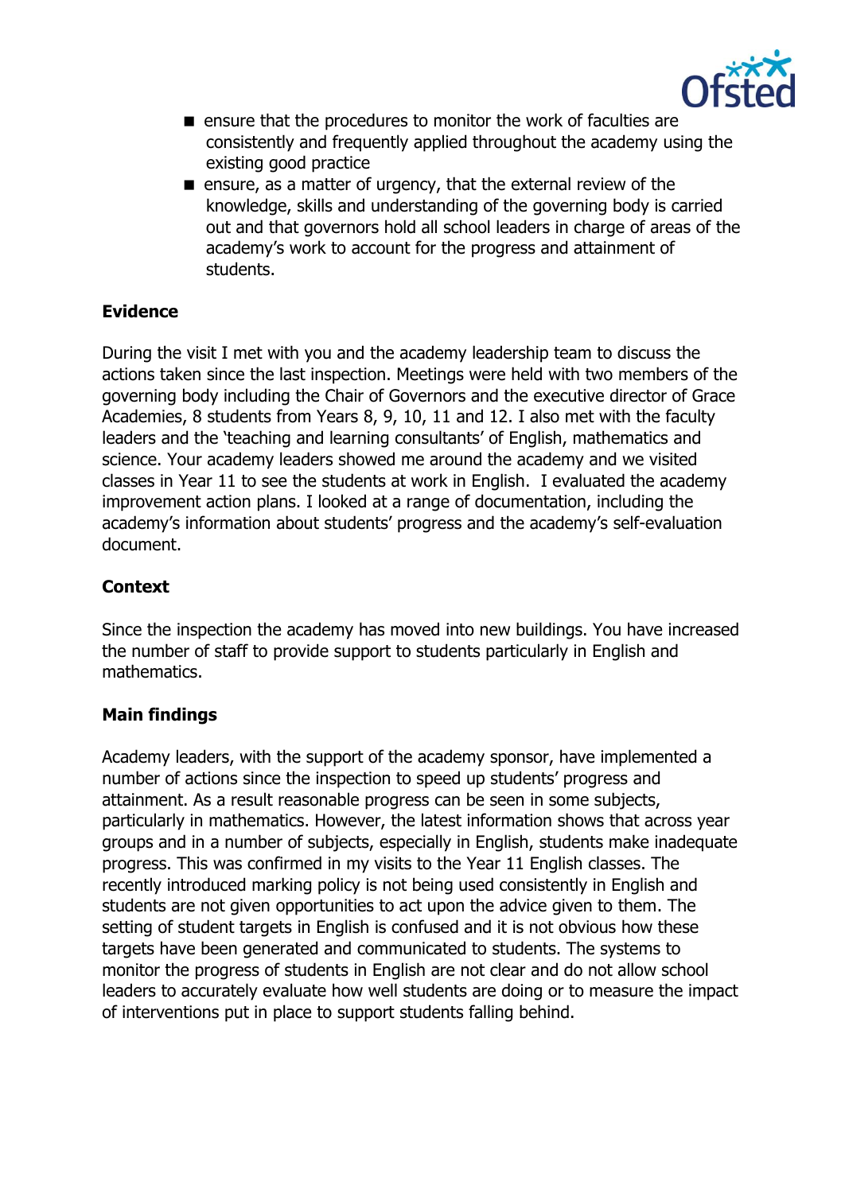- ensure that the procedures to monitor the work of faculties are consistently and frequently applied throughout the academy using the existing good practice
- ensure, as a matter of urgency, that the external review of the knowledge, skills and understanding of the governing body is carried out and that governors hold all school leaders in charge of areas of the academy's work to account for the progress and attainment of students.

**Evidence**

During the visit I met with you and the academy leadership team to discuss the actions taken since the last inspection. Meetings were held with two members of the governing body including the Chair of Governors and the executive director of Grace Academies, 8 students from Years 8, 9, 10, 11 and 12. I also met with the faculty leaders and the 'teaching and learning consultants' of English, mathematics and science. Your academy leaders showed me around the academy and we visited classes in Year 11 to see the students at work in English. I evaluated the academy improvement action plans. I looked at a range of documentation, including the academy's information about students' progress and the academy's self-evaluation document.

**Context**

Since the inspection the academy has moved into new buildings. You have increased the number of staff to provide support to students particularly in English and mathematics.

**Main findings**

Academy leaders, with the support of the academy sponsor, have implemented a number of actions since the inspection to speed up students' progress and attainment. As a result reasonable progress can be seen in some subjects, particularly in mathematics. However, the latest information shows that across year groups and in a number of subjects, especially in English, students make inadequate progress. This was confirmed in my visits to the Year 11 English classes. The recently introduced marking policy is not being used consistently in English and students are not given opportunities to act upon the advice given to them. The setting of student targets in English is confused and it is not obvious how these targets have been generated and communicated to students. The systems to monitor the progress of students in English are not clear and do not allow school leaders to accurately evaluate how well students are doing or to measure the impact of interventions put in place to support students falling behind.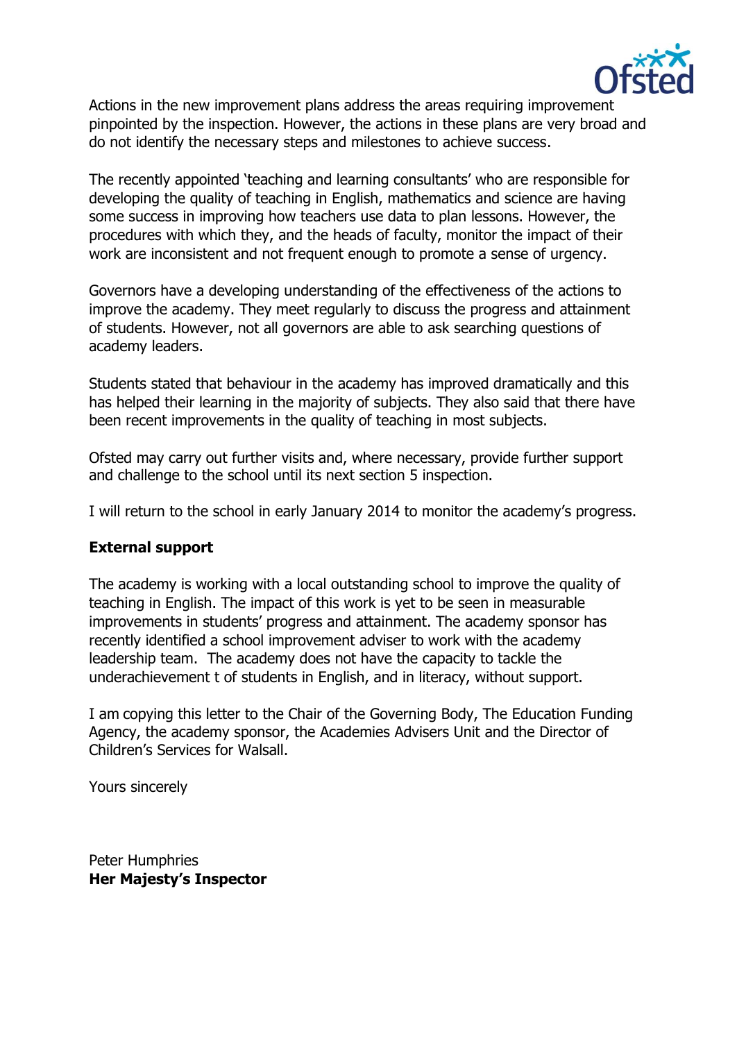Actions in the new improvement plans address the areas requiring improvement pinpointed by the inspection. However, the actions in these plans are very broad and do not identify the necessary steps and milestones to achieve success.

The recently appointed 'teaching and learning consultants' who are responsible for developing the quality of teaching in English, mathematics and science are having some success in improving how teachers use data to plan lessons. However, the procedures with which they, and the heads of faculty, monitor the impact of their work are inconsistent and not frequent enough to promote a sense of urgency.

Governors have a developing understanding of the effectiveness of the actions to improve the academy. They meet regularly to discuss the progress and attainment of students. However, not all governors are able to ask searching questions of academy leaders.

Students stated that behaviour in the academy has improved dramatically and this has helped their learning in the majority of subjects. They also said that there have been recent improvements in the quality of teaching in most subjects.

Ofsted may carry out further visits and, where necessary, provide further support and challenge to the school until its next section 5 inspection.

I will return to the school in early January 2014 to monitor the academy's progress.

**External support**

The academy is working with a local outstanding school to improve the quality of teaching in English. The impact of this work is yet to be seen in measurable improvements in students' progress and attainment. The academy sponsor has recently identified a school improvement adviser to work with the academy leadership team. The academy does not have the capacity to tackle the underachievement t of students in English, and in literacy, without support.

I am copying this letter to the Chair of the Governing Body, The Education Funding Agency, the academy sponsor, the Academies Advisers Unit and the Director of Children's Services for Walsall.

Yours sincerely

Peter Humphries
**Her Majesty's Inspector**